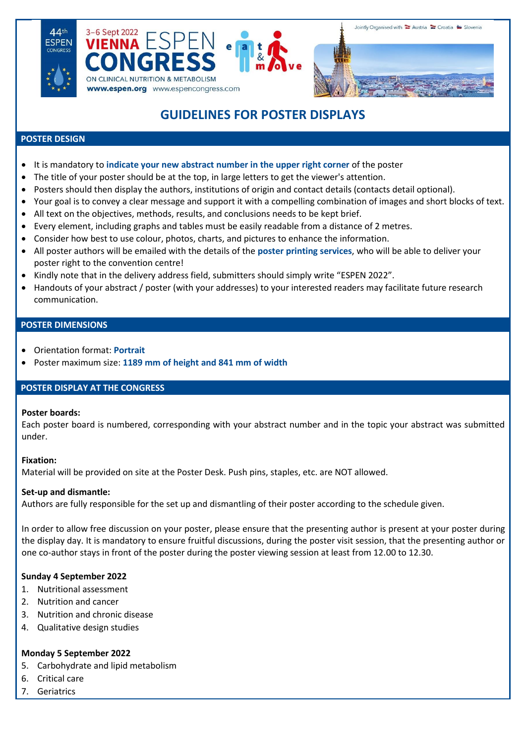44th ESPEN CONGRESS

3–6 Sept 2022 VIENNA ESPEN CONGRESS

ON CLINICAL NUTRITION & METABOLISM

www.espen.org www.espencongress.com

Jointly Organised with Austria Croatia Slovenia

# GUIDELINES FOR POSTER DISPLAYS

## POSTER DESIGN

- It is mandatory to **indicate your new abstract number in the upper right corner** of the poster
- The title of your poster should be at the top, in large letters to get the viewer's attention.
- Posters should then display the authors, institutions of origin and contact details (contacts detail optional).
- Your goal is to convey a clear message and support it with a compelling combination of images and short blocks of text.
- All text on the objectives, methods, results, and conclusions needs to be kept brief.
- Every element, including graphs and tables must be easily readable from a distance of 2 metres.
- Consider how best to use colour, photos, charts, and pictures to enhance the information.
- All poster authors will be emailed with the details of the **poster printing services**, who will be able to deliver your poster right to the convention centre!
- Kindly note that in the delivery address field, submitters should simply write "ESPEN 2022".
- Handouts of your abstract / poster (with your addresses) to your interested readers may facilitate future research communication.

## POSTER DIMENSIONS

- Orientation format: **Portrait**
- Poster maximum size: **1189 mm of height and 841 mm of width**

## POSTER DISPLAY AT THE CONGRESS

**Poster boards:**
Each poster board is numbered, corresponding with your abstract number and in the topic your abstract was submitted under.

**Fixation:**
Material will be provided on site at the Poster Desk. Push pins, staples, etc. are NOT allowed.

**Set-up and dismantle:**
Authors are fully responsible for the set up and dismantling of their poster according to the schedule given.

In order to allow free discussion on your poster, please ensure that the presenting author is present at your poster during the display day. It is mandatory to ensure fruitful discussions, during the poster visit session, that the presenting author or one co-author stays in front of the poster during the poster viewing session at least from 12.00 to 12.30.

**Sunday 4 September 2022**

1. Nutritional assessment
2. Nutrition and cancer
3. Nutrition and chronic disease
4. Qualitative design studies

**Monday 5 September 2022**

5. Carbohydrate and lipid metabolism
6. Critical care
7. Geriatrics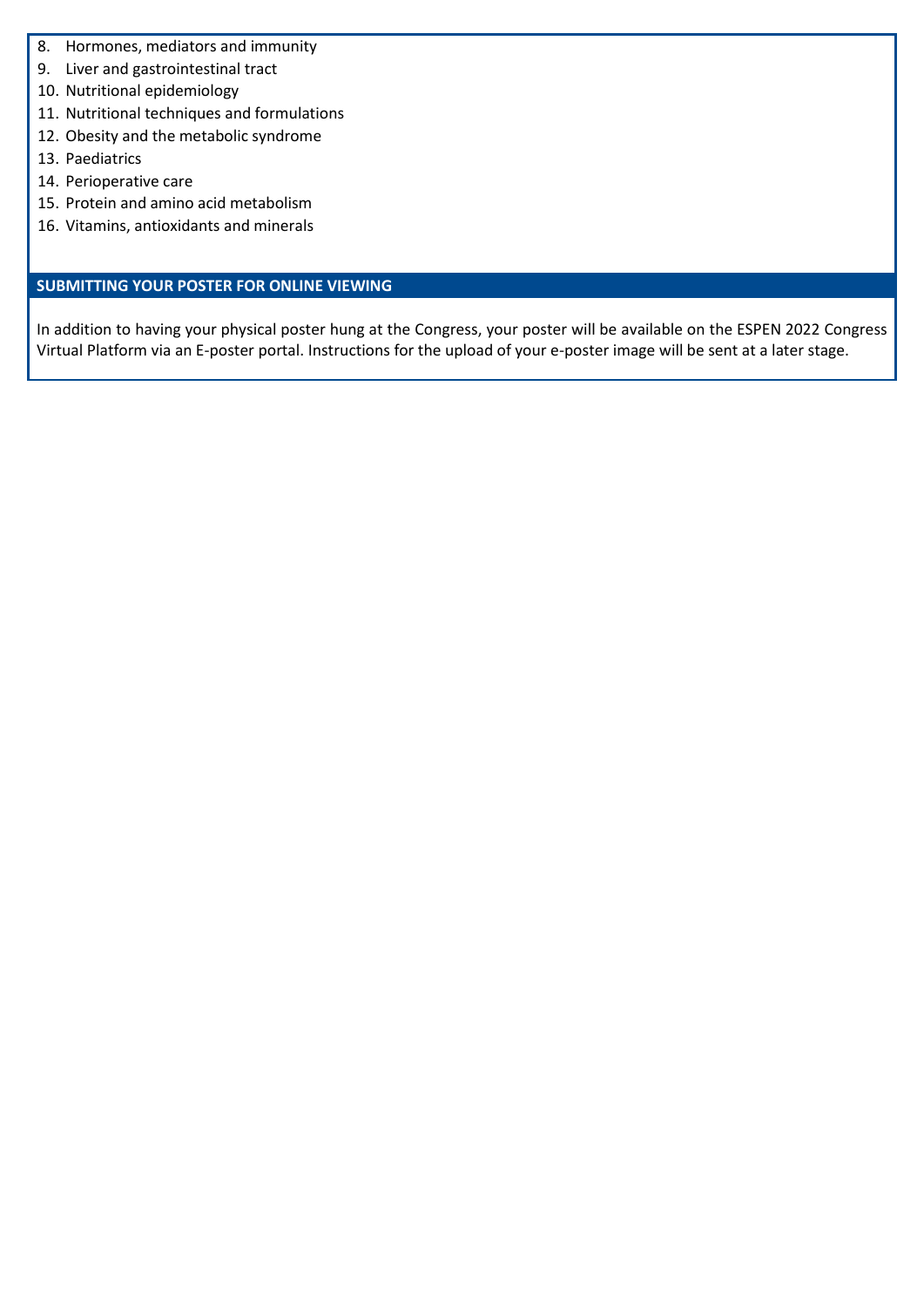8. Hormones, mediators and immunity
9. Liver and gastrointestinal tract
10. Nutritional epidemiology
11. Nutritional techniques and formulations
12. Obesity and the metabolic syndrome
13. Paediatrics
14. Perioperative care
15. Protein and amino acid metabolism
16. Vitamins, antioxidants and minerals

## SUBMITTING YOUR POSTER FOR ONLINE VIEWING

In addition to having your physical poster hung at the Congress, your poster will be available on the ESPEN 2022 Congress Virtual Platform via an E-poster portal. Instructions for the upload of your e-poster image will be sent at a later stage.